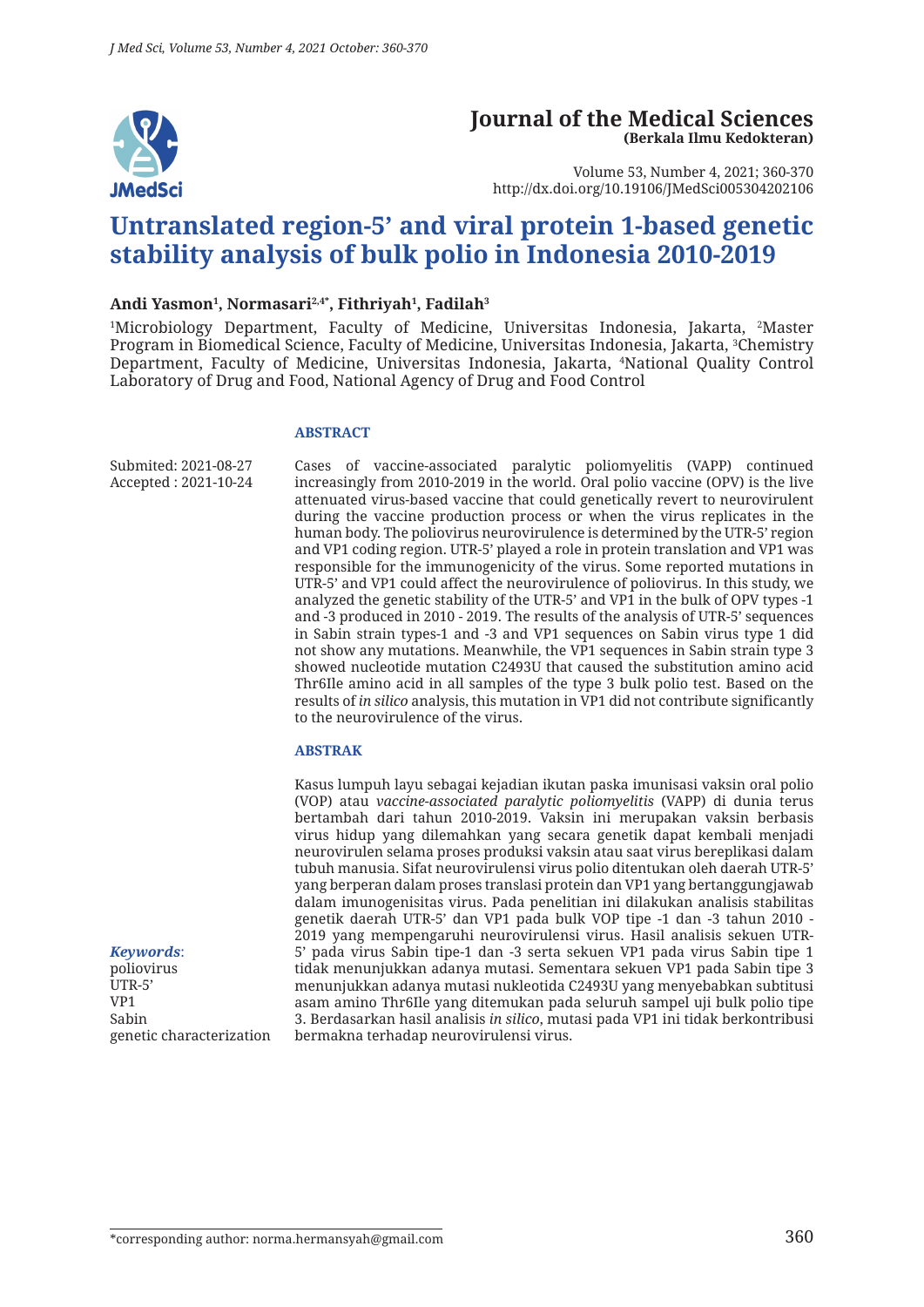# Journal of the Medical Sciences
**(Berkala Ilmu Kedokteran)**

Volume 53, Number 4, 2021; 360-370
http://dx.doi.org/10.19106/JMedSci005304202106

# Untranslated region-5' and viral protein 1-based genetic stability analysis of bulk polio in Indonesia 2010-2019

**Andi Yasmon[1], Normasari[2,4*], Fithriyah[1], Fadilah[3]**

[1]Microbiology Department, Faculty of Medicine, Universitas Indonesia, Jakarta, [2]Master Program in Biomedical Science, Faculty of Medicine, Universitas Indonesia, Jakarta, [3]Chemistry Department, Faculty of Medicine, Universitas Indonesia, Jakarta, [4]National Quality Control Laboratory of Drug and Food, National Agency of Drug and Food Control

Submited: 2021-08-27
Accepted : 2021-10-24

## ABSTRACT

Cases of vaccine-associated paralytic poliomyelitis (VAPP) continued increasingly from 2010-2019 in the world. Oral polio vaccine (OPV) is the live attenuated virus-based vaccine that could genetically revert to neurovirulent during the vaccine production process or when the virus replicates in the human body. The poliovirus neurovirulence is determined by the UTR-5' region and VP1 coding region. UTR-5' played a role in protein translation and VP1 was responsible for the immunogenicity of the virus. Some reported mutations in UTR-5' and VP1 could affect the neurovirulence of poliovirus. In this study, we analyzed the genetic stability of the UTR-5' and VP1 in the bulk of OPV types -1 and -3 produced in 2010 - 2019. The results of the analysis of UTR-5' sequences in Sabin strain types-1 and -3 and VP1 sequences on Sabin virus type 1 did not show any mutations. Meanwhile, the VP1 sequences in Sabin strain type 3 showed nucleotide mutation C2493U that caused the substitution amino acid Thr6Ile amino acid in all samples of the type 3 bulk polio test. Based on the results of *in silico* analysis, this mutation in VP1 did not contribute significantly to the neurovirulence of the virus.

## ABSTRAK

Kasus lumpuh layu sebagai kejadian ikutan paska imunisasi vaksin oral polio (VOP) atau *vaccine-associated paralytic poliomyelitis* (VAPP) di dunia terus bertambah dari tahun 2010-2019. Vaksin ini merupakan vaksin berbasis virus hidup yang dilemahkan yang secara genetik dapat kembali menjadi neurovirulen selama proses produksi vaksin atau saat virus bereplikasi dalam tubuh manusia. Sifat neurovirulensi virus polio ditentukan oleh daerah UTR-5' yang berperan dalam proses translasi protein dan VP1 yang bertanggungjawab dalam imunogenisitas virus. Pada penelitian ini dilakukan analisis stabilitas genetik daerah UTR-5' dan VP1 pada bulk VOP tipe -1 dan -3 tahun 2010 - 2019 yang mempengaruhi neurovirulensi virus. Hasil analisis sekuen UTR-5' pada virus Sabin tipe-1 dan -3 serta sekuen VP1 pada virus Sabin tipe 1 tidak menunjukkan adanya mutasi. Sementara sekuen VP1 pada Sabin tipe 3 menunjukkan adanya mutasi nukleotida C2493U yang menyebabkan subtitusi asam amino Thr6Ile yang ditemukan pada seluruh sampel uji bulk polio tipe 3. Berdasarkan hasil analisis *in silico*, mutasi pada VP1 ini tidak berkontribusi bermakna terhadap neurovirulensi virus.

***Keywords***:
poliovirus
UTR-5'
VP1
Sabin
genetic characterization

*corresponding author: norma.hermansyah@gmail.com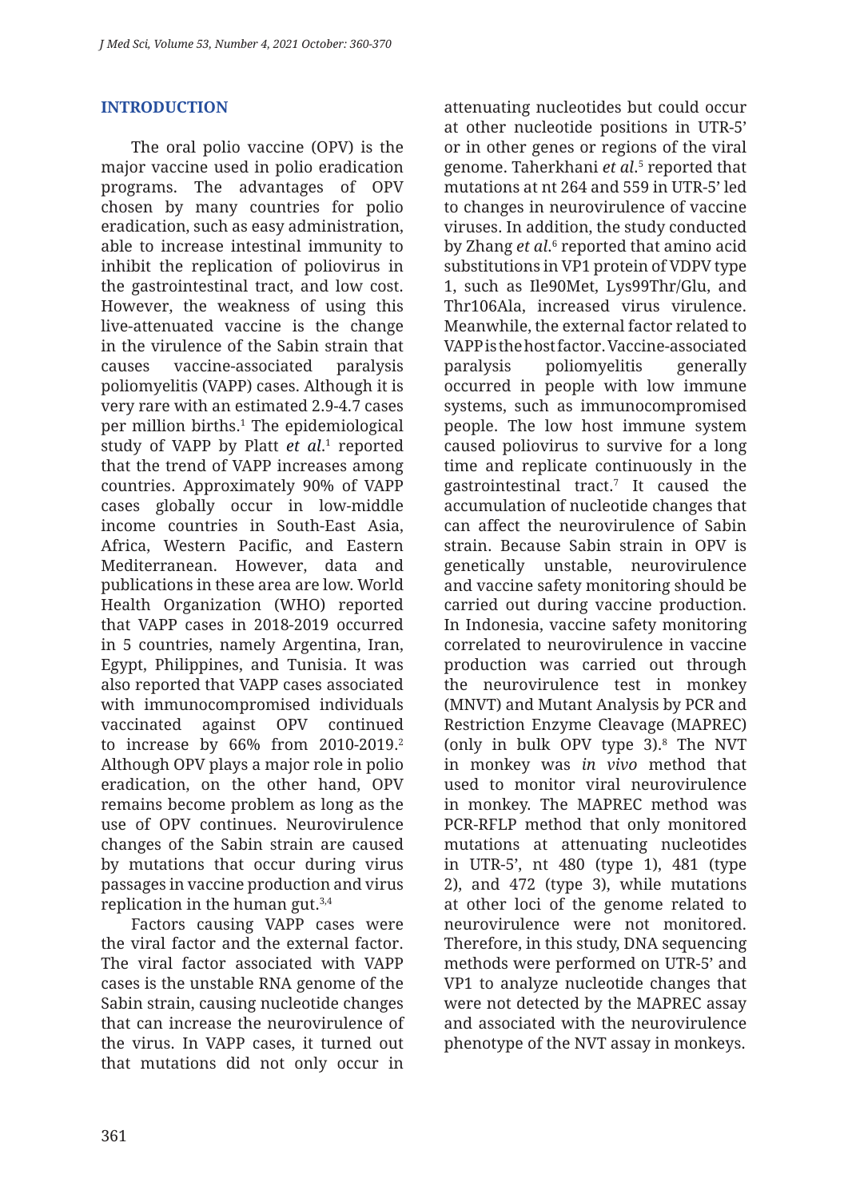## INTRODUCTION

The oral polio vaccine (OPV) is the major vaccine used in polio eradication programs. The advantages of OPV chosen by many countries for polio eradication, such as easy administration, able to increase intestinal immunity to inhibit the replication of poliovirus in the gastrointestinal tract, and low cost. However, the weakness of using this live-attenuated vaccine is the change in the virulence of the Sabin strain that causes vaccine-associated paralysis poliomyelitis (VAPP) cases. Although it is very rare with an estimated 2.9-4.7 cases per million births.[1] The epidemiological study of VAPP by Platt *et al.*[1] reported that the trend of VAPP increases among countries. Approximately 90% of VAPP cases globally occur in low-middle income countries in South-East Asia, Africa, Western Pacific, and Eastern Mediterranean. However, data and publications in these area are low. World Health Organization (WHO) reported that VAPP cases in 2018-2019 occurred in 5 countries, namely Argentina, Iran, Egypt, Philippines, and Tunisia. It was also reported that VAPP cases associated with immunocompromised individuals vaccinated against OPV continued to increase by 66% from 2010-2019.[2] Although OPV plays a major role in polio eradication, on the other hand, OPV remains become problem as long as the use of OPV continues. Neurovirulence changes of the Sabin strain are caused by mutations that occur during virus passages in vaccine production and virus replication in the human gut.[3,4]

Factors causing VAPP cases were the viral factor and the external factor. The viral factor associated with VAPP cases is the unstable RNA genome of the Sabin strain, causing nucleotide changes that can increase the neurovirulence of the virus. In VAPP cases, it turned out that mutations did not only occur in attenuating nucleotides but could occur at other nucleotide positions in UTR-5' or in other genes or regions of the viral genome. Taherkhani *et al.*[5] reported that mutations at nt 264 and 559 in UTR-5' led to changes in neurovirulence of vaccine viruses. In addition, the study conducted by Zhang *et al.*[6] reported that amino acid substitutions in VP1 protein of VDPV type 1, such as Ile90Met, Lys99Thr/Glu, and Thr106Ala, increased virus virulence. Meanwhile, the external factor related to VAPP is the host factor. Vaccine-associated paralysis poliomyelitis generally occurred in people with low immune systems, such as immunocompromised people. The low host immune system caused poliovirus to survive for a long time and replicate continuously in the gastrointestinal tract.[7] It caused the accumulation of nucleotide changes that can affect the neurovirulence of Sabin strain. Because Sabin strain in OPV is genetically unstable, neurovirulence and vaccine safety monitoring should be carried out during vaccine production. In Indonesia, vaccine safety monitoring correlated to neurovirulence in vaccine production was carried out through the neurovirulence test in monkey (MNVT) and Mutant Analysis by PCR and Restriction Enzyme Cleavage (MAPREC) (only in bulk OPV type 3).[8] The NVT in monkey was *in vivo* method that used to monitor viral neurovirulence in monkey. The MAPREC method was PCR-RFLP method that only monitored mutations at attenuating nucleotides in UTR-5', nt 480 (type 1), 481 (type 2), and 472 (type 3), while mutations at other loci of the genome related to neurovirulence were not monitored. Therefore, in this study, DNA sequencing methods were performed on UTR-5' and VP1 to analyze nucleotide changes that were not detected by the MAPREC assay and associated with the neurovirulence phenotype of the NVT assay in monkeys.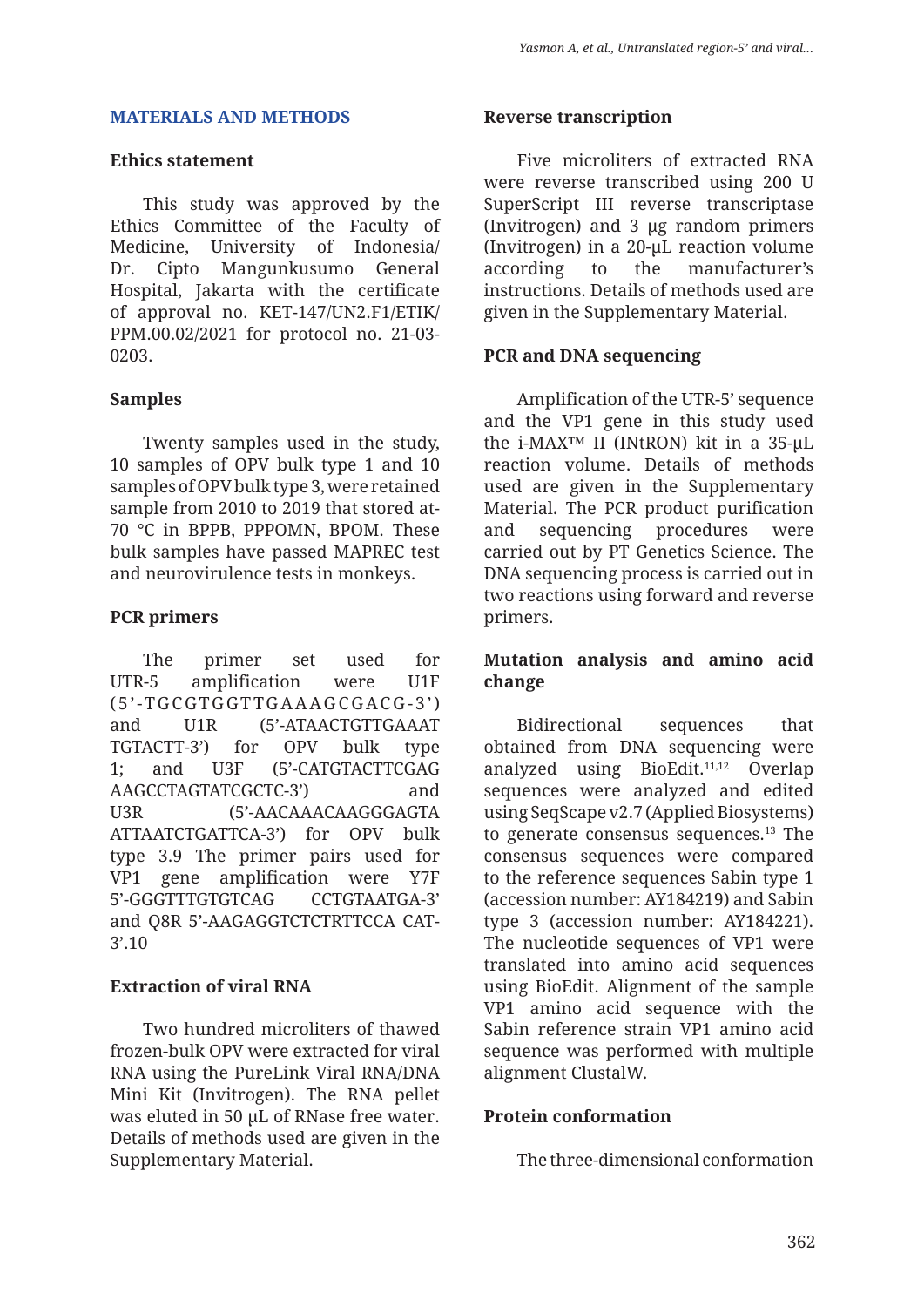## MATERIALS AND METHODS

### Ethics statement

This study was approved by the Ethics Committee of the Faculty of Medicine, University of Indonesia/ Dr. Cipto Mangunkusumo General Hospital, Jakarta with the certificate of approval no. KET-147/UN2.F1/ETIK/ PPM.00.02/2021 for protocol no. 21-03-0203.

### Samples

Twenty samples used in the study, 10 samples of OPV bulk type 1 and 10 samples of OPV bulk type 3, were retained sample from 2010 to 2019 that stored at-70 °C in BPPB, PPPOMN, BPOM. These bulk samples have passed MAPREC test and neurovirulence tests in monkeys.

### PCR primers

The primer set used for UTR-5 amplification were U1F (5'-TGCGTGGTTGAAAGCGACG-3') and U1R (5'-ATAACTGTTGAAAT TGTACTT-3') for OPV bulk type 1; and U3F (5'-CATGTACTTCGAG AAGCCTAGTATCGCTC-3') and U3R (5'-AACAAACAAGGGAGTA ATTAATCTGATTCA-3') for OPV bulk type 3.[9] The primer pairs used for VP1 gene amplification were Y7F 5'-GGGTTTGTGTCAG CCTGTAATGA-3' and Q8R 5'-AAGAGGTCTCTRTTCCA CAT-3'.[10]

### Extraction of viral RNA

Two hundred microliters of thawed frozen-bulk OPV were extracted for viral RNA using the PureLink Viral RNA/DNA Mini Kit (Invitrogen). The RNA pellet was eluted in 50 μL of RNase free water. Details of methods used are given in the Supplementary Material.

### Reverse transcription

Five microliters of extracted RNA were reverse transcribed using 200 U SuperScript III reverse transcriptase (Invitrogen) and 3 μg random primers (Invitrogen) in a 20-μL reaction volume according to the manufacturer's instructions. Details of methods used are given in the Supplementary Material.

### PCR and DNA sequencing

Amplification of the UTR-5' sequence and the VP1 gene in this study used the i-MAX™ II (INtRON) kit in a 35-μL reaction volume. Details of methods used are given in the Supplementary Material. The PCR product purification and sequencing procedures were carried out by PT Genetics Science. The DNA sequencing process is carried out in two reactions using forward and reverse primers.

### Mutation analysis and amino acid change

Bidirectional sequences that obtained from DNA sequencing were analyzed using BioEdit.[11,12] Overlap sequences were analyzed and edited using SeqScape v2.7 (Applied Biosystems) to generate consensus sequences.[13] The consensus sequences were compared to the reference sequences Sabin type 1 (accession number: AY184219) and Sabin type 3 (accession number: AY184221). The nucleotide sequences of VP1 were translated into amino acid sequences using BioEdit. Alignment of the sample VP1 amino acid sequence with the Sabin reference strain VP1 amino acid sequence was performed with multiple alignment ClustalW.

### Protein conformation

The three-dimensional conformation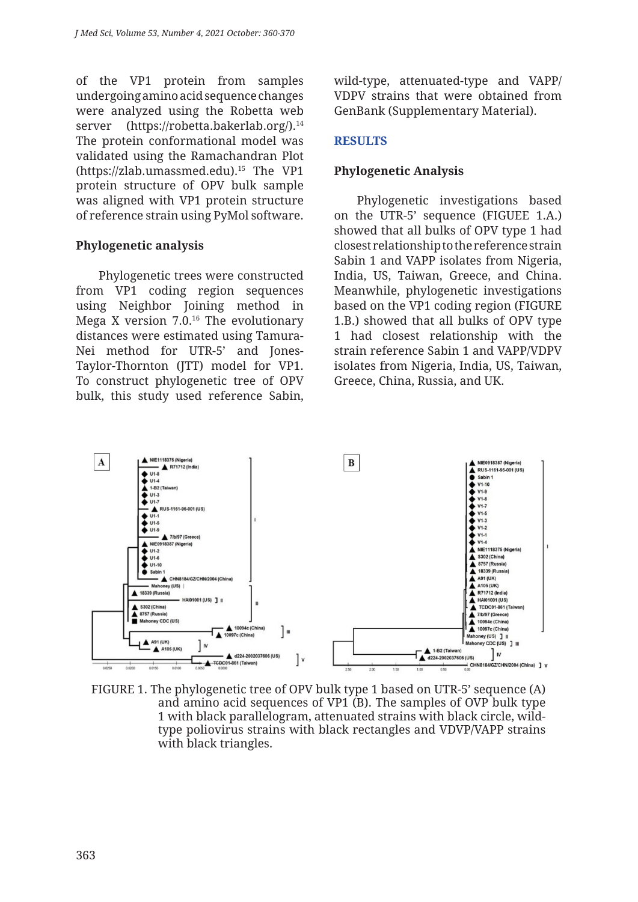of the VP1 protein from samples undergoing amino acid sequence changes were analyzed using the Robetta web server (https://robetta.bakerlab.org/).[14] The protein conformational model was validated using the Ramachandran Plot (https://zlab.umassmed.edu).[15] The VP1 protein structure of OPV bulk sample was aligned with VP1 protein structure of reference strain using PyMol software.

### Phylogenetic analysis

Phylogenetic trees were constructed from VP1 coding region sequences using Neighbor Joining method in Mega X version 7.0.[16] The evolutionary distances were estimated using Tamura-Nei method for UTR-5' and Jones-Taylor-Thornton (JTT) model for VP1. To construct phylogenetic tree of OPV bulk, this study used reference Sabin, wild-type, attenuated-type and VAPP/VDPV strains that were obtained from GenBank (Supplementary Material).

## RESULTS

### Phylogenetic Analysis

Phylogenetic investigations based on the UTR-5' sequence (FIGUEE 1.A.) showed that all bulks of OPV type 1 had closest relationship to the reference strain Sabin 1 and VAPP isolates from Nigeria, India, US, Taiwan, Greece, and China. Meanwhile, phylogenetic investigations based on the VP1 coding region (FIGURE 1.B.) showed that all bulks of OPV type 1 had closest relationship with the strain reference Sabin 1 and VAPP/VDPV isolates from Nigeria, India, US, Taiwan, Greece, China, Russia, and UK.

FIGURE 1. The phylogenetic tree of OPV bulk type 1 based on UTR-5' sequence (A) and amino acid sequences of VP1 (B). The samples of OVP bulk type 1 with black parallelogram, attenuated strains with black circle, wild-type poliovirus strains with black rectangles and VDVP/VAPP strains with black triangles.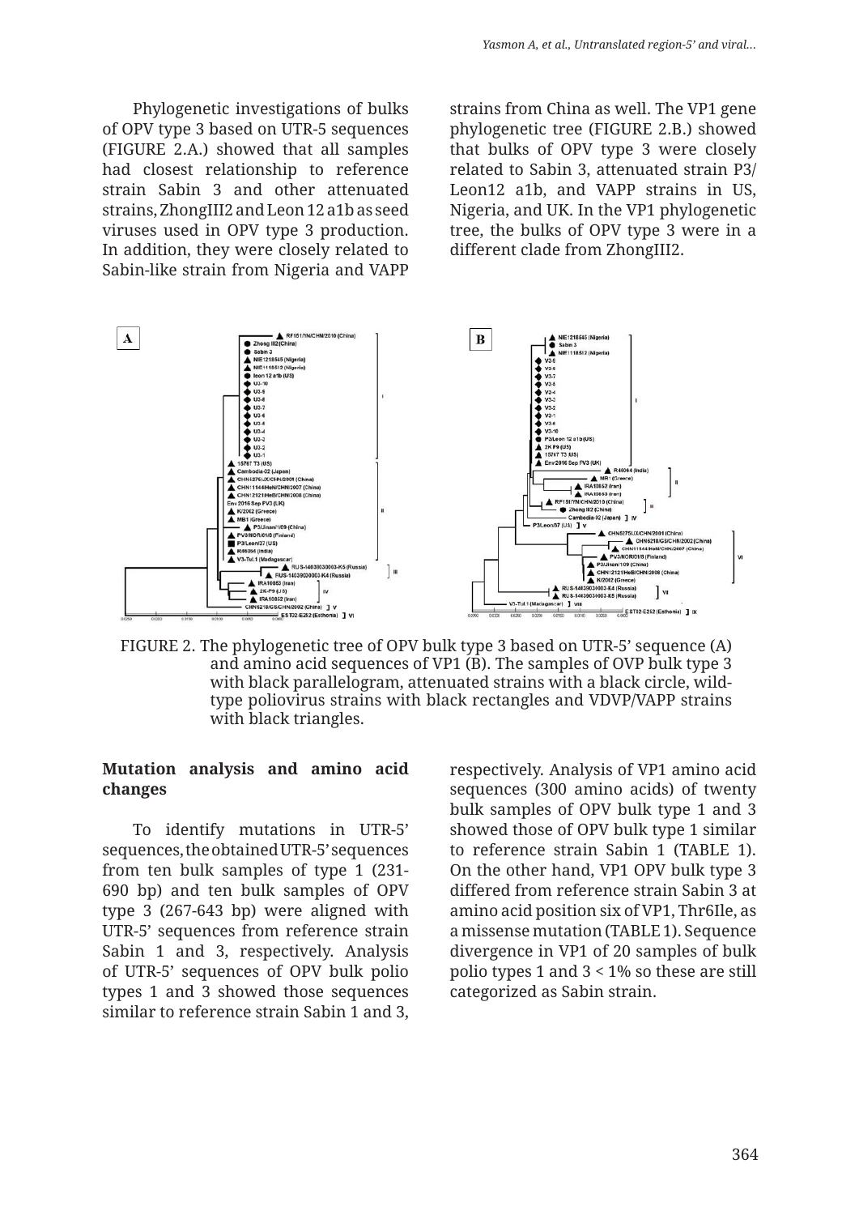Phylogenetic investigations of bulks of OPV type 3 based on UTR-5 sequences (FIGURE 2.A.) showed that all samples had closest relationship to reference strain Sabin 3 and other attenuated strains, ZhongIII2 and Leon 12 a1b as seed viruses used in OPV type 3 production. In addition, they were closely related to Sabin-like strain from Nigeria and VAPP strains from China as well. The VP1 gene phylogenetic tree (FIGURE 2.B.) showed that bulks of OPV type 3 were closely related to Sabin 3, attenuated strain P3/Leon12 a1b, and VAPP strains in US, Nigeria, and UK. In the VP1 phylogenetic tree, the bulks of OPV type 3 were in a different clade from ZhongIII2.

FIGURE 2. The phylogenetic tree of OPV bulk type 3 based on UTR-5' sequence (A) and amino acid sequences of VP1 (B). The samples of OVP bulk type 3 with black parallelogram, attenuated strains with a black circle, wild-type poliovirus strains with black rectangles and VDVP/VAPP strains with black triangles.

**Mutation analysis and amino acid changes**

To identify mutations in UTR-5' sequences, the obtained UTR-5' sequences from ten bulk samples of type 1 (231-690 bp) and ten bulk samples of OPV type 3 (267-643 bp) were aligned with UTR-5' sequences from reference strain Sabin 1 and 3, respectively. Analysis of UTR-5' sequences of OPV bulk polio types 1 and 3 showed those sequences similar to reference strain Sabin 1 and 3, respectively. Analysis of VP1 amino acid sequences (300 amino acids) of twenty bulk samples of OPV bulk type 1 and 3 showed those of OPV bulk type 1 similar to reference strain Sabin 1 (TABLE 1). On the other hand, VP1 OPV bulk type 3 differed from reference strain Sabin 3 at amino acid position six of VP1, Thr6Ile, as a missense mutation (TABLE 1). Sequence divergence in VP1 of 20 samples of bulk polio types 1 and 3 < 1% so these are still categorized as Sabin strain.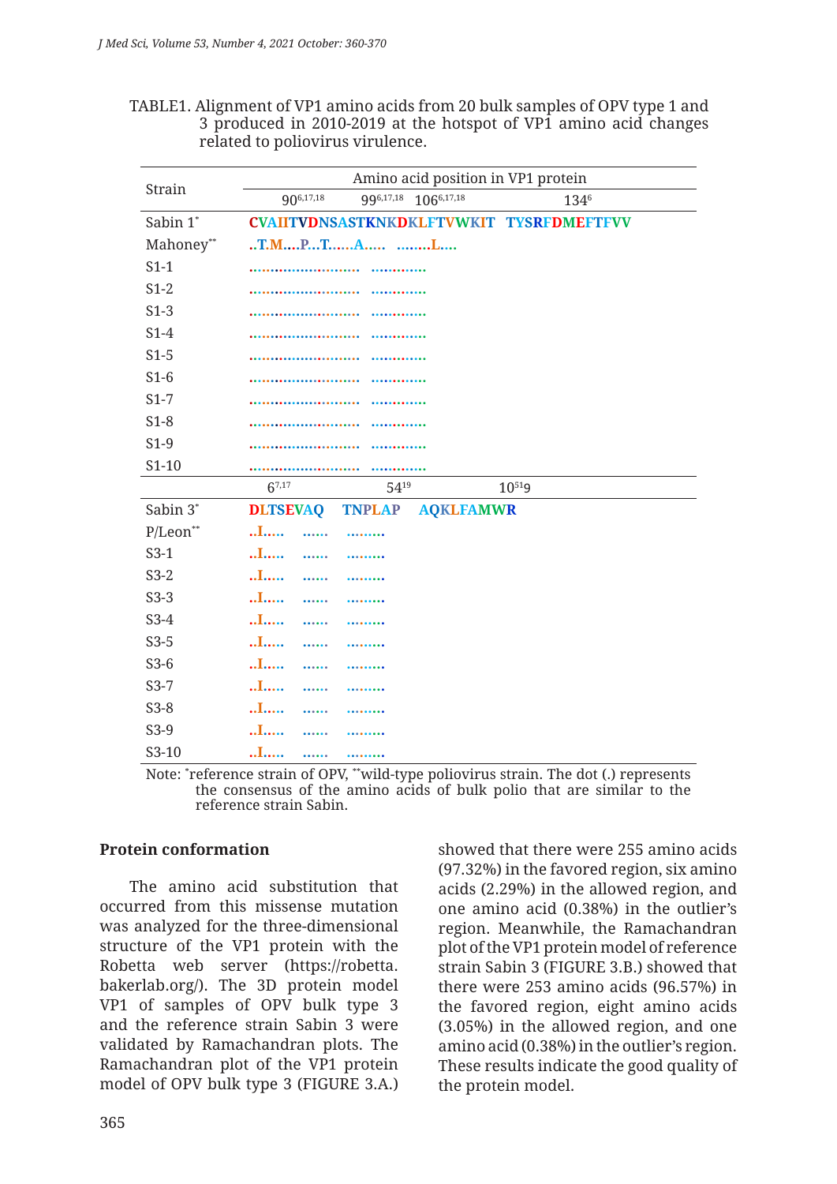TABLE1. Alignment of VP1 amino acids from 20 bulk samples of OPV type 1 and 3 produced in 2010-2019 at the hotspot of VP1 amino acid changes related to poliovirus virulence.

| Strain | Amino acid position in VP1 protein | |
|---|---|---|
| | 90[6,17,18] 99[6,17,18] 106[6,17,18] | 134[6] |
| Sabin 1* | CVAIITVDNSASTKNKDKLFTVWKIT | TYSRFDMEFTFVV |
| Mahoney** | ..T.M....P...T......A..... | ........L.... |
| S1-1 | .......................... | ............. |
| S1-2 | .......................... | ............. |
| S1-3 | .......................... | ............. |
| S1-4 | .......................... | ............. |
| S1-5 | .......................... | ............. |
| S1-6 | .......................... | ............. |
| S1-7 | .......................... | ............. |
| S1-8 | .......................... | ............. |
| S1-9 | .......................... | ............. |
| S1-10 | .......................... | ............. |

| Strain | 6[7,17] | 54[19] | 105[19] |
|---|---|---|---|
| Sabin 3* | DLTSEVAQ | TNPLAP | AQKLFAMWR |
| P/Leon** | ..I..... | ...... | ......... |
| S3-1 | ..I..... | ...... | ......... |
| S3-2 | ..I..... | ...... | ......... |
| S3-3 | ..I..... | ...... | ......... |
| S3-4 | ..I..... | ...... | ......... |
| S3-5 | ..I..... | ...... | ......... |
| S3-6 | ..I..... | ...... | ......... |
| S3-7 | ..I..... | ...... | ......... |
| S3-8 | ..I..... | ...... | ......... |
| S3-9 | ..I..... | ...... | ......... |
| S3-10 | ..I..... | ...... | ......... |

Note: *reference strain of OPV, **wild-type poliovirus strain. The dot (.) represents the consensus of the amino acids of bulk polio that are similar to the reference strain Sabin.

### Protein conformation

The amino acid substitution that occurred from this missense mutation was analyzed for the three-dimensional structure of the VP1 protein with the Robetta web server (https://robetta.bakerlab.org/). The 3D protein model VP1 of samples of OPV bulk type 3 and the reference strain Sabin 3 were validated by Ramachandran plots. The Ramachandran plot of the VP1 protein model of OPV bulk type 3 (FIGURE 3.A.) showed that there were 255 amino acids (97.32%) in the favored region, six amino acids (2.29%) in the allowed region, and one amino acid (0.38%) in the outlier's region. Meanwhile, the Ramachandran plot of the VP1 protein model of reference strain Sabin 3 (FIGURE 3.B.) showed that there were 253 amino acids (96.57%) in the favored region, eight amino acids (3.05%) in the allowed region, and one amino acid (0.38%) in the outlier's region. These results indicate the good quality of the protein model.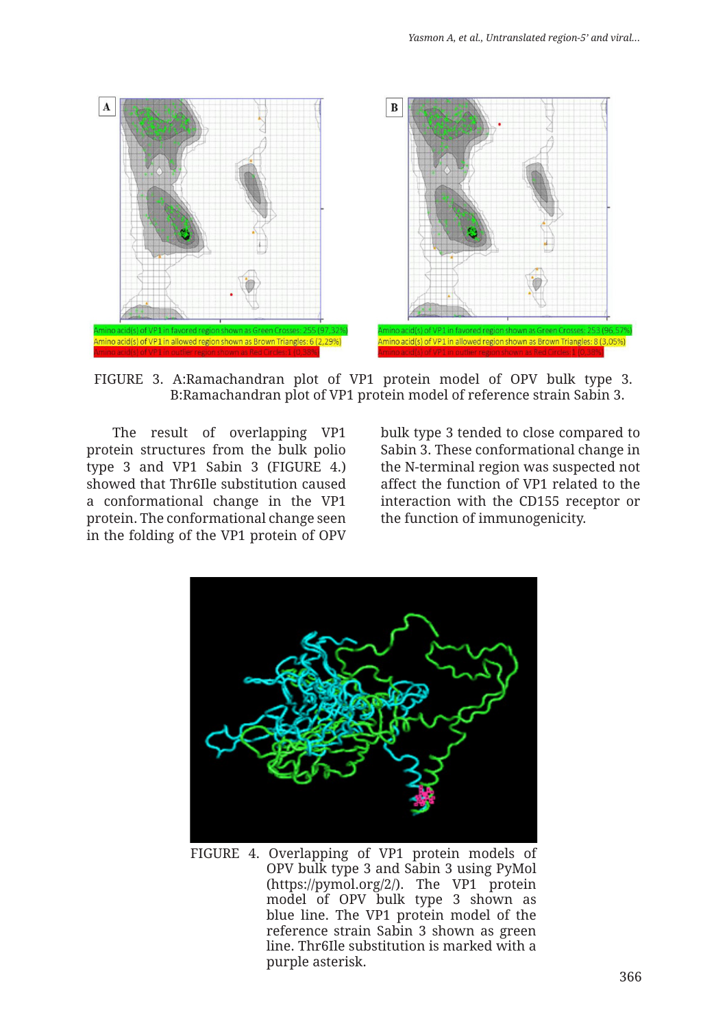Amino acid(s) of VP1 in favored region shown as Green Crosses: 255 (97,32%)
Amino acid(s) of VP1 in allowed region shown as Brown Triangles: 6 (2,29%)
Amino acid(s) of VP1 in outlier region shown as Red Circles: 1 (0,38%)

Amino acid(s) of VP1 in favored region shown as Green Crosses: 253 (96,57%)
Amino acid(s) of VP1 in allowed region shown as Brown Triangles: 8 (3,05%)
Amino acid(s) of VP1 in outlier region shown as Red Circles: 1 (0,38%)

FIGURE 3. A:Ramachandran plot of VP1 protein model of OPV bulk type 3. B:Ramachandran plot of VP1 protein model of reference strain Sabin 3.

The result of overlapping VP1 protein structures from the bulk polio type 3 and VP1 Sabin 3 (FIGURE 4.) showed that Thr6Ile substitution caused a conformational change in the VP1 protein. The conformational change seen in the folding of the VP1 protein of OPV bulk type 3 tended to close compared to Sabin 3. These conformational change in the N-terminal region was suspected not affect the function of VP1 related to the interaction with the CD155 receptor or the function of immunogenicity.

FIGURE 4. Overlapping of VP1 protein models of OPV bulk type 3 and Sabin 3 using PyMol (https://pymol.org/2/). The VP1 protein model of OPV bulk type 3 shown as blue line. The VP1 protein model of the reference strain Sabin 3 shown as green line. Thr6Ile substitution is marked with a purple asterisk.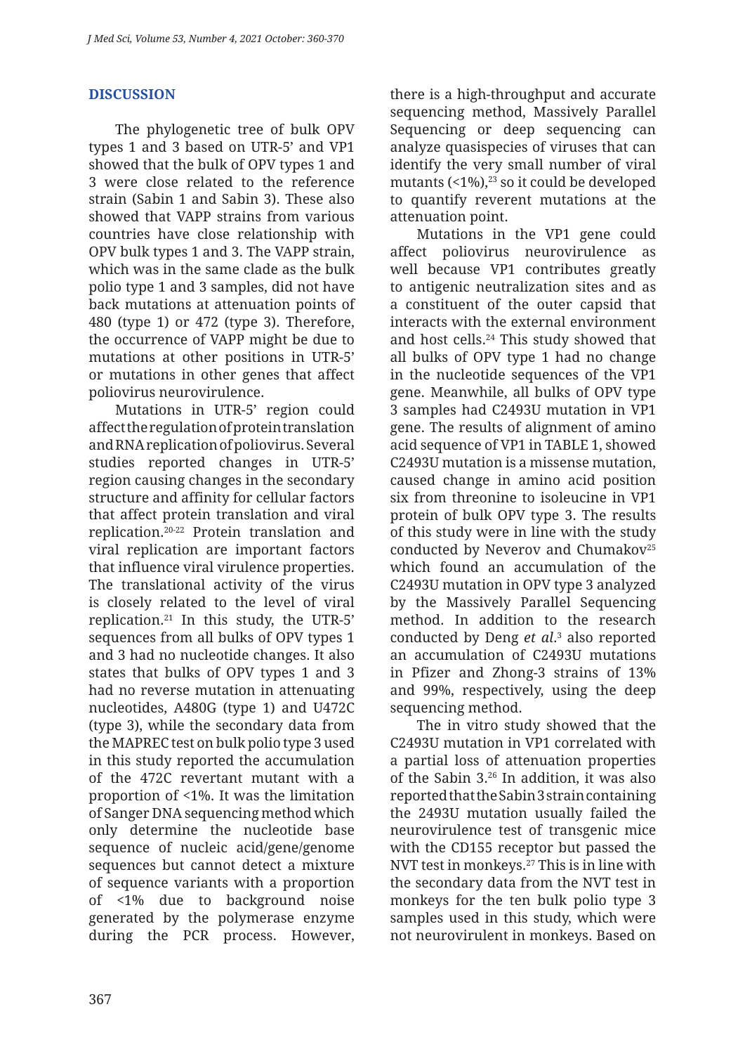## DISCUSSION

The phylogenetic tree of bulk OPV types 1 and 3 based on UTR-5' and VP1 showed that the bulk of OPV types 1 and 3 were close related to the reference strain (Sabin 1 and Sabin 3). These also showed that VAPP strains from various countries have close relationship with OPV bulk types 1 and 3. The VAPP strain, which was in the same clade as the bulk polio type 1 and 3 samples, did not have back mutations at attenuation points of 480 (type 1) or 472 (type 3). Therefore, the occurrence of VAPP might be due to mutations at other positions in UTR-5' or mutations in other genes that affect poliovirus neurovirulence.

Mutations in UTR-5' region could affect the regulation of protein translation and RNA replication of poliovirus. Several studies reported changes in UTR-5' region causing changes in the secondary structure and affinity for cellular factors that affect protein translation and viral replication.[20-22] Protein translation and viral replication are important factors that influence viral virulence properties. The translational activity of the virus is closely related to the level of viral replication.[21] In this study, the UTR-5' sequences from all bulks of OPV types 1 and 3 had no nucleotide changes. It also states that bulks of OPV types 1 and 3 had no reverse mutation in attenuating nucleotides, A480G (type 1) and U472C (type 3), while the secondary data from the MAPREC test on bulk polio type 3 used in this study reported the accumulation of the 472C revertant mutant with a proportion of <1%. It was the limitation of Sanger DNA sequencing method which only determine the nucleotide base sequence of nucleic acid/gene/genome sequences but cannot detect a mixture of sequence variants with a proportion of <1% due to background noise generated by the polymerase enzyme during the PCR process. However, there is a high-throughput and accurate sequencing method, Massively Parallel Sequencing or deep sequencing can analyze quasispecies of viruses that can identify the very small number of viral mutants (<1%),[23] so it could be developed to quantify reverent mutations at the attenuation point.

Mutations in the VP1 gene could affect poliovirus neurovirulence as well because VP1 contributes greatly to antigenic neutralization sites and as a constituent of the outer capsid that interacts with the external environment and host cells.[24] This study showed that all bulks of OPV type 1 had no change in the nucleotide sequences of the VP1 gene. Meanwhile, all bulks of OPV type 3 samples had C2493U mutation in VP1 gene. The results of alignment of amino acid sequence of VP1 in TABLE 1, showed C2493U mutation is a missense mutation, caused change in amino acid position six from threonine to isoleucine in VP1 protein of bulk OPV type 3. The results of this study were in line with the study conducted by Neverov and Chumakov[25] which found an accumulation of the C2493U mutation in OPV type 3 analyzed by the Massively Parallel Sequencing method. In addition to the research conducted by Deng *et al*.[3] also reported an accumulation of C2493U mutations in Pfizer and Zhong-3 strains of 13% and 99%, respectively, using the deep sequencing method.

The in vitro study showed that the C2493U mutation in VP1 correlated with a partial loss of attenuation properties of the Sabin 3.[26] In addition, it was also reported that the Sabin 3 strain containing the 2493U mutation usually failed the neurovirulence test of transgenic mice with the CD155 receptor but passed the NVT test in monkeys.[27] This is in line with the secondary data from the NVT test in monkeys for the ten bulk polio type 3 samples used in this study, which were not neurovirulent in monkeys. Based on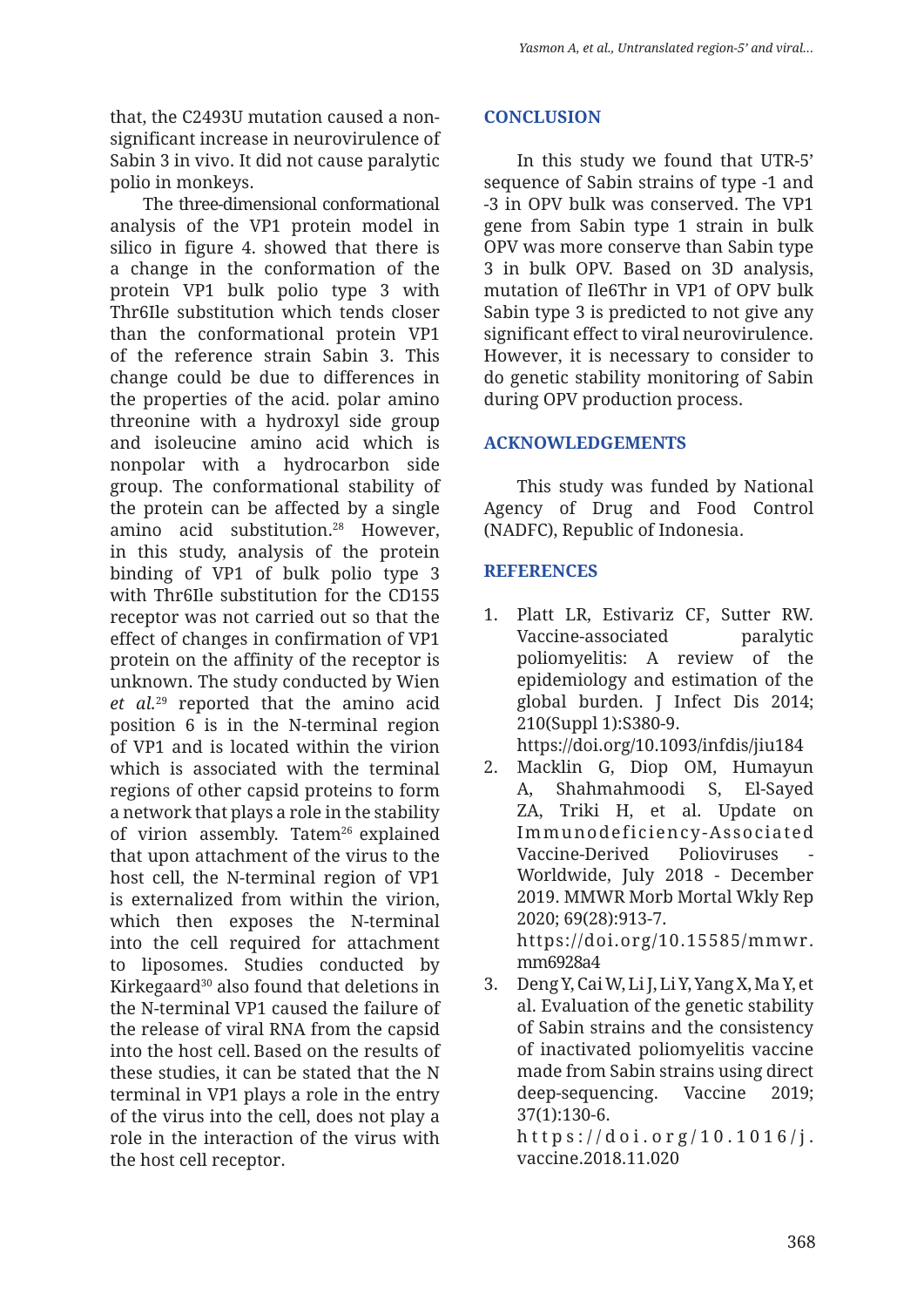that, the C2493U mutation caused a non-significant increase in neurovirulence of Sabin 3 in vivo. It did not cause paralytic polio in monkeys.

The three-dimensional conformational analysis of the VP1 protein model in silico in figure 4. showed that there is a change in the conformation of the protein VP1 bulk polio type 3 with Thr6Ile substitution which tends closer than the conformational protein VP1 of the reference strain Sabin 3. This change could be due to differences in the properties of the acid. polar amino threonine with a hydroxyl side group and isoleucine amino acid which is nonpolar with a hydrocarbon side group. The conformational stability of the protein can be affected by a single amino acid substitution.[28] However, in this study, analysis of the protein binding of VP1 of bulk polio type 3 with Thr6Ile substitution for the CD155 receptor was not carried out so that the effect of changes in confirmation of VP1 protein on the affinity of the receptor is unknown. The study conducted by Wien *et al.*[29] reported that the amino acid position 6 is in the N-terminal region of VP1 and is located within the virion which is associated with the terminal regions of other capsid proteins to form a network that plays a role in the stability of virion assembly. Tatem[26] explained that upon attachment of the virus to the host cell, the N-terminal region of VP1 is externalized from within the virion, which then exposes the N-terminal into the cell required for attachment to liposomes. Studies conducted by Kirkegaard[30] also found that deletions in the N-terminal VP1 caused the failure of the release of viral RNA from the capsid into the host cell. Based on the results of these studies, it can be stated that the N terminal in VP1 plays a role in the entry of the virus into the cell, does not play a role in the interaction of the virus with the host cell receptor.

## CONCLUSION

In this study we found that UTR-5' sequence of Sabin strains of type -1 and -3 in OPV bulk was conserved. The VP1 gene from Sabin type 1 strain in bulk OPV was more conserve than Sabin type 3 in bulk OPV. Based on 3D analysis, mutation of Ile6Thr in VP1 of OPV bulk Sabin type 3 is predicted to not give any significant effect to viral neurovirulence. However, it is necessary to consider to do genetic stability monitoring of Sabin during OPV production process.

## ACKNOWLEDGEMENTS

This study was funded by National Agency of Drug and Food Control (NADFC), Republic of Indonesia.

## REFERENCES

1. Platt LR, Estivariz CF, Sutter RW. Vaccine-associated paralytic poliomyelitis: A review of the epidemiology and estimation of the global burden. J Infect Dis 2014; 210(Suppl 1):S380-9. https://doi.org/10.1093/infdis/jiu184
2. Macklin G, Diop OM, Humayun A, Shahmahmoodi S, El-Sayed ZA, Triki H, et al. Update on Immunodeficiency-Associated Vaccine-Derived Polioviruses - Worldwide, July 2018 - December 2019. MMWR Morb Mortal Wkly Rep 2020; 69(28):913-7. https://doi.org/10.15585/mmwr.mm6928a4
3. Deng Y, Cai W, Li J, Li Y, Yang X, Ma Y, et al. Evaluation of the genetic stability of Sabin strains and the consistency of inactivated poliomyelitis vaccine made from Sabin strains using direct deep-sequencing. Vaccine 2019; 37(1):130-6. https://doi.org/10.1016/j.vaccine.2018.11.020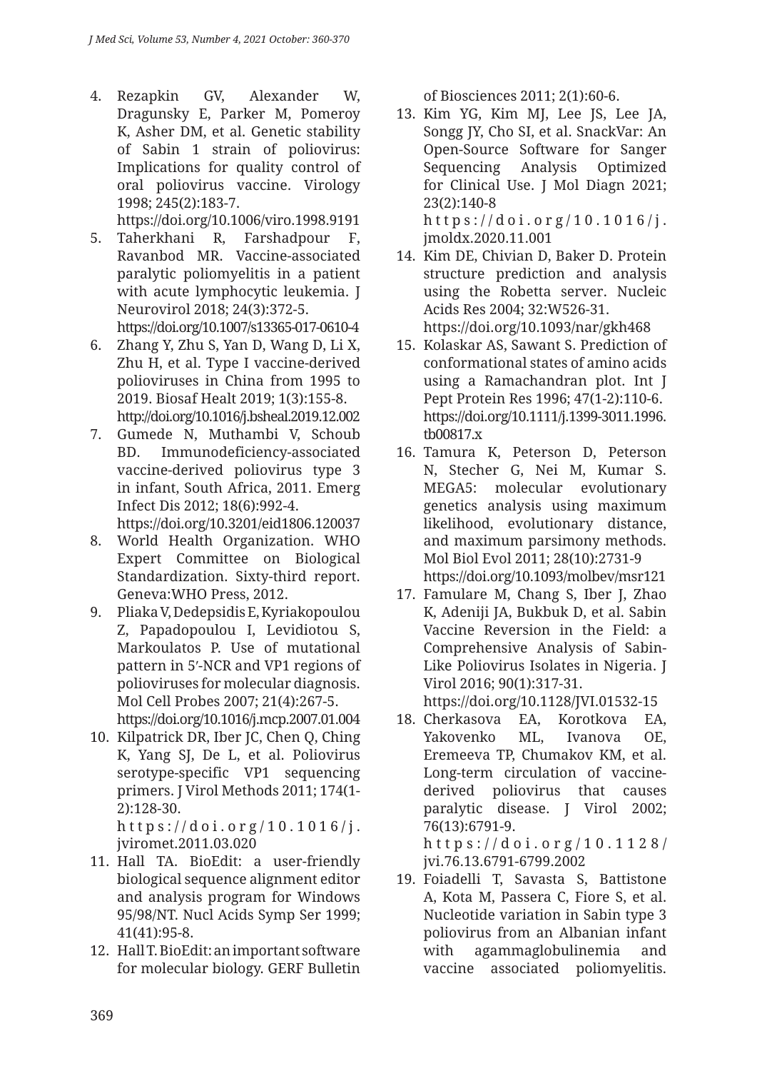4. Rezapkin GV, Alexander W, Dragunsky E, Parker M, Pomeroy K, Asher DM, et al. Genetic stability of Sabin 1 strain of poliovirus: Implications for quality control of oral poliovirus vaccine. Virology 1998; 245(2):183-7. https://doi.org/10.1006/viro.1998.9191
5. Taherkhani R, Farshadpour F, Ravanbod MR. Vaccine-associated paralytic poliomyelitis in a patient with acute lymphocytic leukemia. J Neurovirol 2018; 24(3):372-5. https://doi.org/10.1007/s13365-017-0610-4
6. Zhang Y, Zhu S, Yan D, Wang D, Li X, Zhu H, et al. Type I vaccine-derived polioviruses in China from 1995 to 2019. Biosaf Healt 2019; 1(3):155-8. http://doi.org/10.1016/j.bsheal.2019.12.002
7. Gumede N, Muthambi V, Schoub BD. Immunodeficiency-associated vaccine-derived poliovirus type 3 in infant, South Africa, 2011. Emerg Infect Dis 2012; 18(6):992-4. https://doi.org/10.3201/eid1806.120037
8. World Health Organization. WHO Expert Committee on Biological Standardization. Sixty-third report. Geneva:WHO Press, 2012.
9. Pliaka V, Dedepsidis E, Kyriakopoulou Z, Papadopoulou I, Levidiotou S, Markoulatos P. Use of mutational pattern in 5′-NCR and VP1 regions of polioviruses for molecular diagnosis. Mol Cell Probes 2007; 21(4):267-5. https://doi.org/10.1016/j.mcp.2007.01.004
10. Kilpatrick DR, Iber JC, Chen Q, Ching K, Yang SJ, De L, et al. Poliovirus serotype-specific VP1 sequencing primers. J Virol Methods 2011; 174(1-2):128-30. https://doi.org/10.1016/j.jviromet.2011.03.020
11. Hall TA. BioEdit: a user-friendly biological sequence alignment editor and analysis program for Windows 95/98/NT. Nucl Acids Symp Ser 1999; 41(41):95-8.
12. Hall T. BioEdit: an important software for molecular biology. GERF Bulletin of Biosciences 2011; 2(1):60-6.
13. Kim YG, Kim MJ, Lee JS, Lee JA, Songg JY, Cho SI, et al. SnackVar: An Open-Source Software for Sanger Sequencing Analysis Optimized for Clinical Use. J Mol Diagn 2021; 23(2):140-8 https://doi.org/10.1016/j.jmoldx.2020.11.001
14. Kim DE, Chivian D, Baker D. Protein structure prediction and analysis using the Robetta server. Nucleic Acids Res 2004; 32:W526-31. https://doi.org/10.1093/nar/gkh468
15. Kolaskar AS, Sawant S. Prediction of conformational states of amino acids using a Ramachandran plot. Int J Pept Protein Res 1996; 47(1-2):110-6. https://doi.org/10.1111/j.1399-3011.1996.tb00817.x
16. Tamura K, Peterson D, Peterson N, Stecher G, Nei M, Kumar S. MEGA5: molecular evolutionary genetics analysis using maximum likelihood, evolutionary distance, and maximum parsimony methods. Mol Biol Evol 2011; 28(10):2731-9 https://doi.org/10.1093/molbev/msr121
17. Famulare M, Chang S, Iber J, Zhao K, Adeniji JA, Bukbuk D, et al. Sabin Vaccine Reversion in the Field: a Comprehensive Analysis of Sabin-Like Poliovirus Isolates in Nigeria. J Virol 2016; 90(1):317-31. https://doi.org/10.1128/JVI.01532-15
18. Cherkasova EA, Korotkova EA, Yakovenko ML, Ivanova OE, Eremeeva TP, Chumakov KM, et al. Long-term circulation of vaccine-derived poliovirus that causes paralytic disease. J Virol 2002; 76(13):6791-9. https://doi.org/10.1128/jvi.76.13.6791-6799.2002
19. Foiadelli T, Savasta S, Battistone A, Kota M, Passera C, Fiore S, et al. Nucleotide variation in Sabin type 3 poliovirus from an Albanian infant with agammaglobulinemia and vaccine associated poliomyelitis.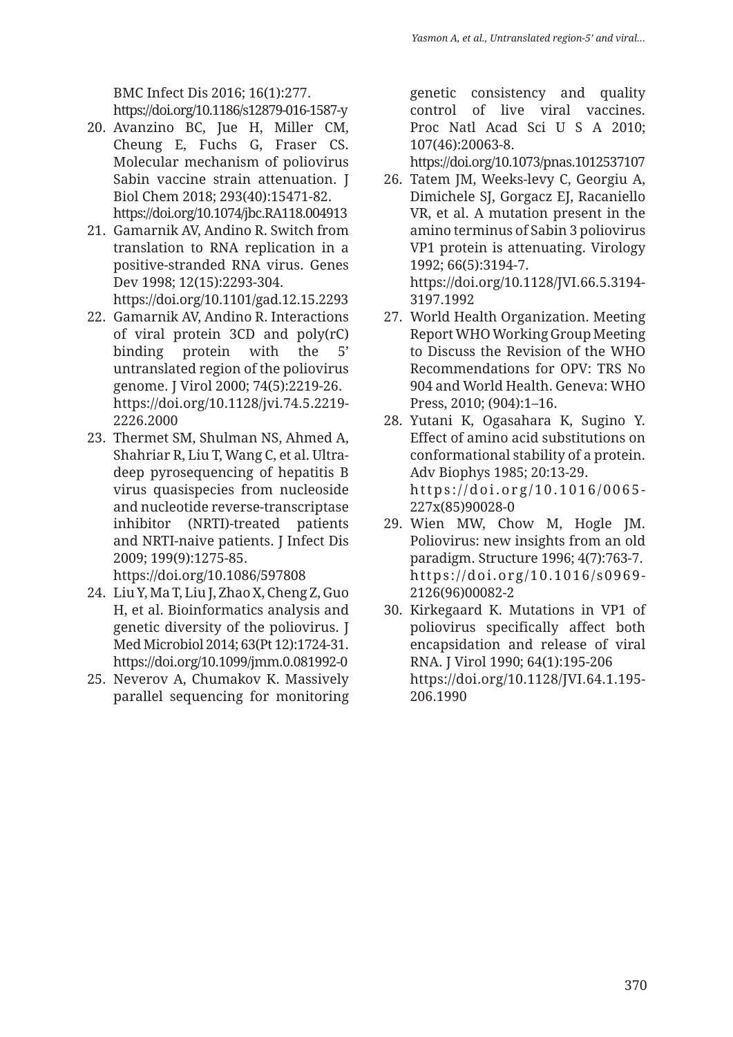BMC Infect Dis 2016; 16(1):277. https://doi.org/10.1186/s12879-016-1587-y

20. Avanzino BC, Jue H, Miller CM, Cheung E, Fuchs G, Fraser CS. Molecular mechanism of poliovirus Sabin vaccine strain attenuation. J Biol Chem 2018; 293(40):15471-82. https://doi.org/10.1074/jbc.RA118.004913
21. Gamarnik AV, Andino R. Switch from translation to RNA replication in a positive-stranded RNA virus. Genes Dev 1998; 12(15):2293-304. https://doi.org/10.1101/gad.12.15.2293
22. Gamarnik AV, Andino R. Interactions of viral protein 3CD and poly(rC) binding protein with the 5' untranslated region of the poliovirus genome. J Virol 2000; 74(5):2219-26. https://doi.org/10.1128/jvi.74.5.2219-2226.2000
23. Thermet SM, Shulman NS, Ahmed A, Shahriar R, Liu T, Wang C, et al. Ultra-deep pyrosequencing of hepatitis B virus quasispecies from nucleoside and nucleotide reverse-transcriptase inhibitor (NRTI)-treated patients and NRTI-naive patients. J Infect Dis 2009; 199(9):1275-85. https://doi.org/10.1086/597808
24. Liu Y, Ma T, Liu J, Zhao X, Cheng Z, Guo H, et al. Bioinformatics analysis and genetic diversity of the poliovirus. J Med Microbiol 2014; 63(Pt 12):1724-31. https://doi.org/10.1099/jmm.0.081992-0
25. Neverov A, Chumakov K. Massively parallel sequencing for monitoring genetic consistency and quality control of live viral vaccines. Proc Natl Acad Sci U S A 2010; 107(46):20063-8. https://doi.org/10.1073/pnas.1012537107
26. Tatem JM, Weeks-levy C, Georgiu A, Dimichele SJ, Gorgacz EJ, Racaniello VR, et al. A mutation present in the amino terminus of Sabin 3 poliovirus VP1 protein is attenuating. Virology 1992; 66(5):3194-7. https://doi.org/10.1128/JVI.66.5.3194-3197.1992
27. World Health Organization. Meeting Report WHO Working Group Meeting to Discuss the Revision of the WHO Recommendations for OPV: TRS No 904 and World Health. Geneva: WHO Press, 2010; (904):1–16.
28. Yutani K, Ogasahara K, Sugino Y. Effect of amino acid substitutions on conformational stability of a protein. Adv Biophys 1985; 20:13-29. https://doi.org/10.1016/0065-227x(85)90028-0
29. Wien MW, Chow M, Hogle JM. Poliovirus: new insights from an old paradigm. Structure 1996; 4(7):763-7. https://doi.org/10.1016/s0969-2126(96)00082-2
30. Kirkegaard K. Mutations in VP1 of poliovirus specifically affect both encapsidation and release of viral RNA. J Virol 1990; 64(1):195-206 https://doi.org/10.1128/JVI.64.1.195-206.1990